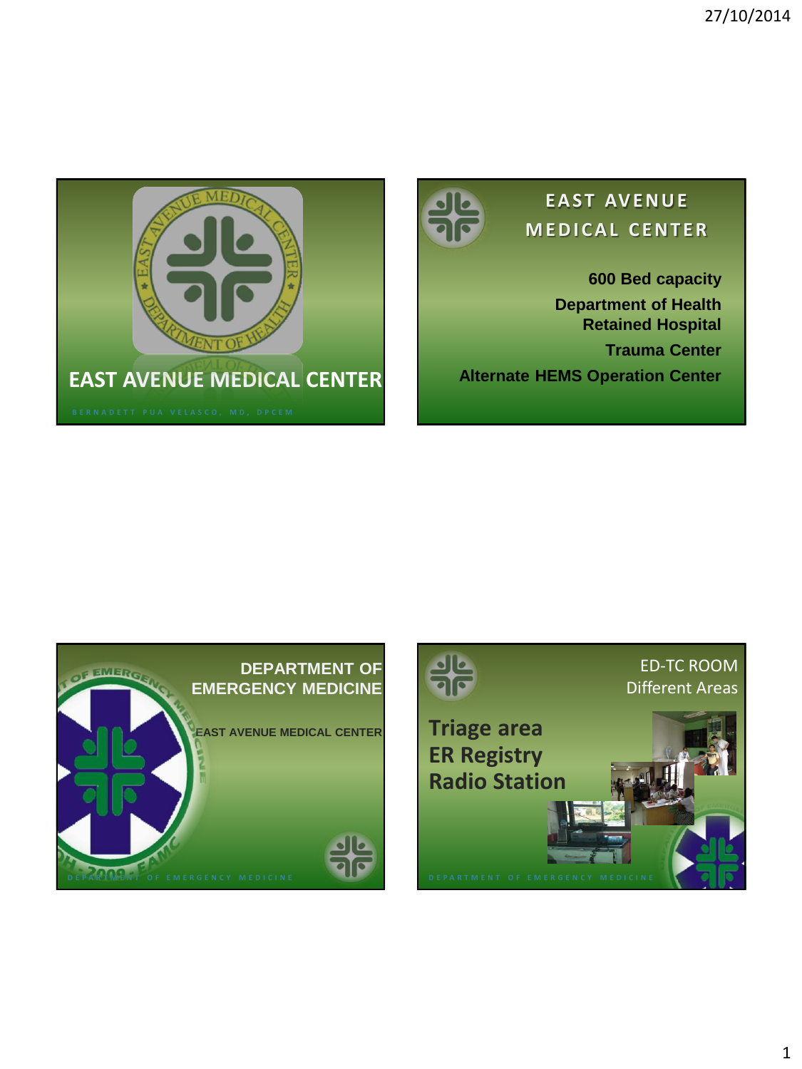# EAST AVENUE MEDICAL CENTER

BERNADETT PUA VELASCO, MD, DPCEM

## EAST AVENUE MEDICAL CENTER

**600 Bed capacity**

**Department of Health Retained Hospital**

**Trauma Center**

**Alternate HEMS Operation Center**

## DEPARTMENT OF EMERGENCY MEDICINE

**EAST AVENUE MEDICAL CENTER**

DEPARTMENT OF EMERGENCY MEDICINE

## ED-TC ROOM Different Areas

**Triage area**
**ER Registry**
**Radio Station**

DEPARTMENT OF EMERGENCY MEDICINE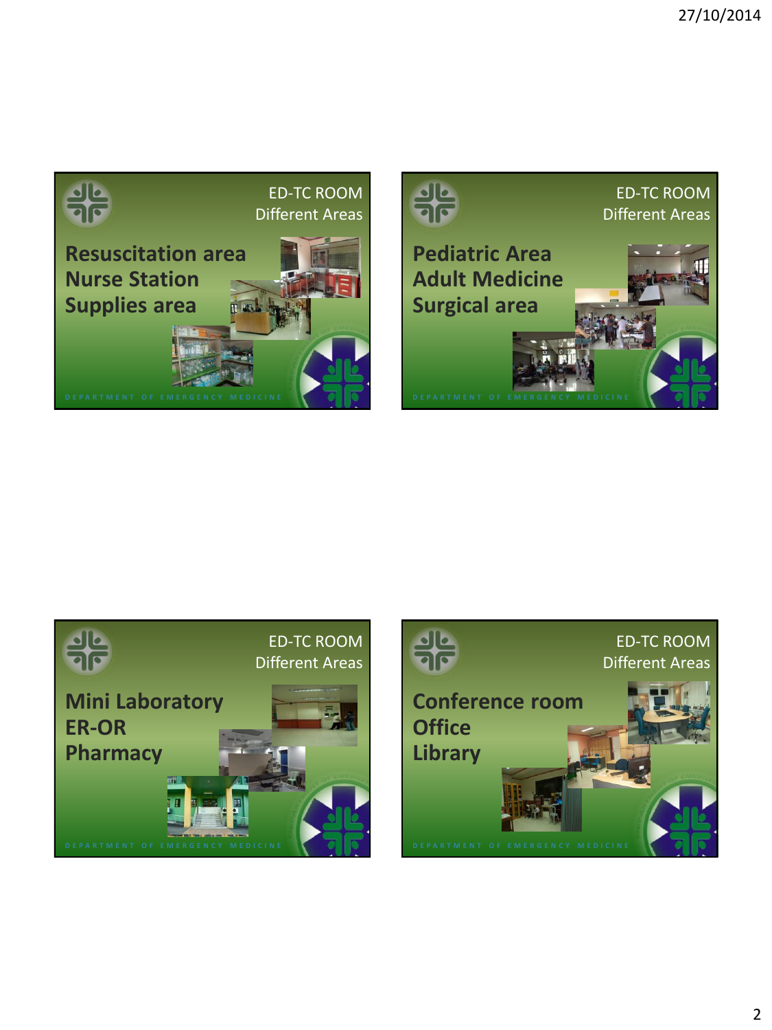## ED-TC ROOM
### Different Areas

**Resuscitation area**
**Nurse Station**
**Supplies area**

DEPARTMENT OF EMERGENCY MEDICINE

## ED-TC ROOM
### Different Areas

**Pediatric Area**
**Adult Medicine**
**Surgical area**

DEPARTMENT OF EMERGENCY MEDICINE

## ED-TC ROOM
### Different Areas

**Mini Laboratory**
**ER-OR**
**Pharmacy**

DEPARTMENT OF EMERGENCY MEDICINE

## ED-TC ROOM
### Different Areas

**Conference room**
**Office**
**Library**

DEPARTMENT OF EMERGENCY MEDICINE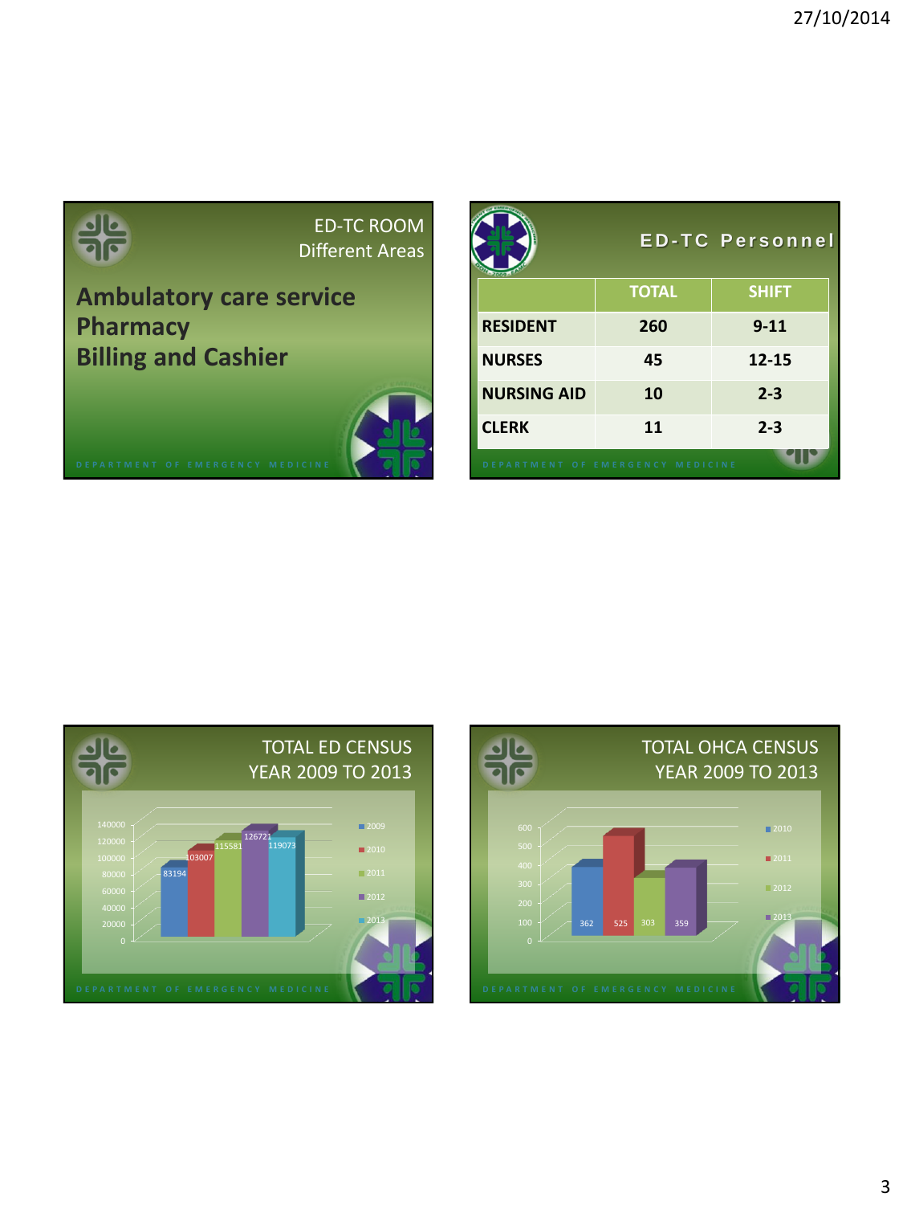## ED-TC ROOM
Different Areas

**Ambulatory care service**
**Pharmacy**
**Billing and Cashier**

DEPARTMENT OF EMERGENCY MEDICINE

## ED-TC Personnel

| | TOTAL | SHIFT |
|---|---|---|
| **RESIDENT** | **260** | **9-11** |
| **NURSES** | **45** | **12-15** |
| **NURSING AID** | **10** | **2-3** |
| **CLERK** | **11** | **2-3** |

DEPARTMENT OF EMERGENCY MEDICINE

## TOTAL ED CENSUS
YEAR 2009 TO 2013

| Year | Census |
|---|---|
| 2009 | 83194 |
| 2010 | 103007 |
| 2011 | 115581 |
| 2012 | 126721 |
| 2013 | 119073 |

DEPARTMENT OF EMERGENCY MEDICINE

## TOTAL OHCA CENSUS
YEAR 2009 TO 2013

| Year | Census |
|---|---|
| 2010 | 362 |
| 2011 | 525 |
| 2012 | 303 |
| 2013 | 359 |

DEPARTMENT OF EMERGENCY MEDICINE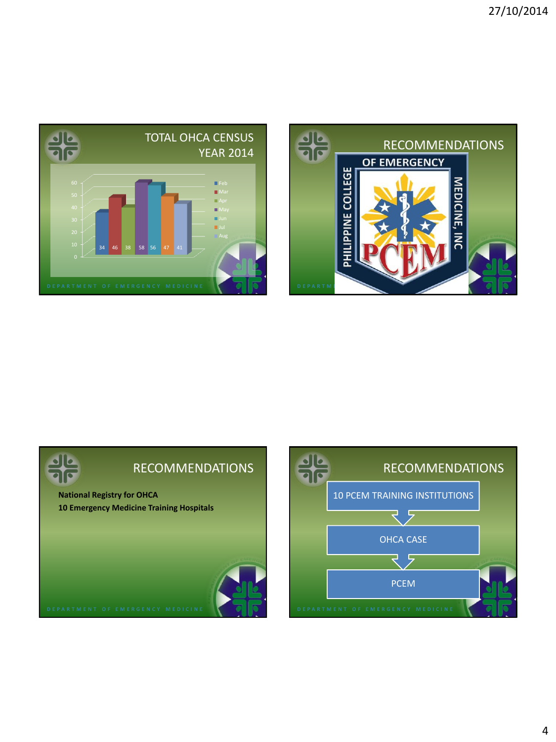## TOTAL OHCA CENSUS YEAR 2014

| Month | Count |
|---|---|
| Feb | 34 |
| Mar | 46 |
| Apr | 38 |
| May | 58 |
| Jun | 56 |
| Jul | 47 |
| Aug | 41 |

## RECOMMENDATIONS

PHILIPPINE COLLEGE OF EMERGENCY MEDICINE, INC

PCEM

## RECOMMENDATIONS

**National Registry for OHCA**

**10 Emergency Medicine Training Hospitals**

## RECOMMENDATIONS

10 PCEM TRAINING INSTITUTIONS

↓

OHCA CASE

↓

PCEM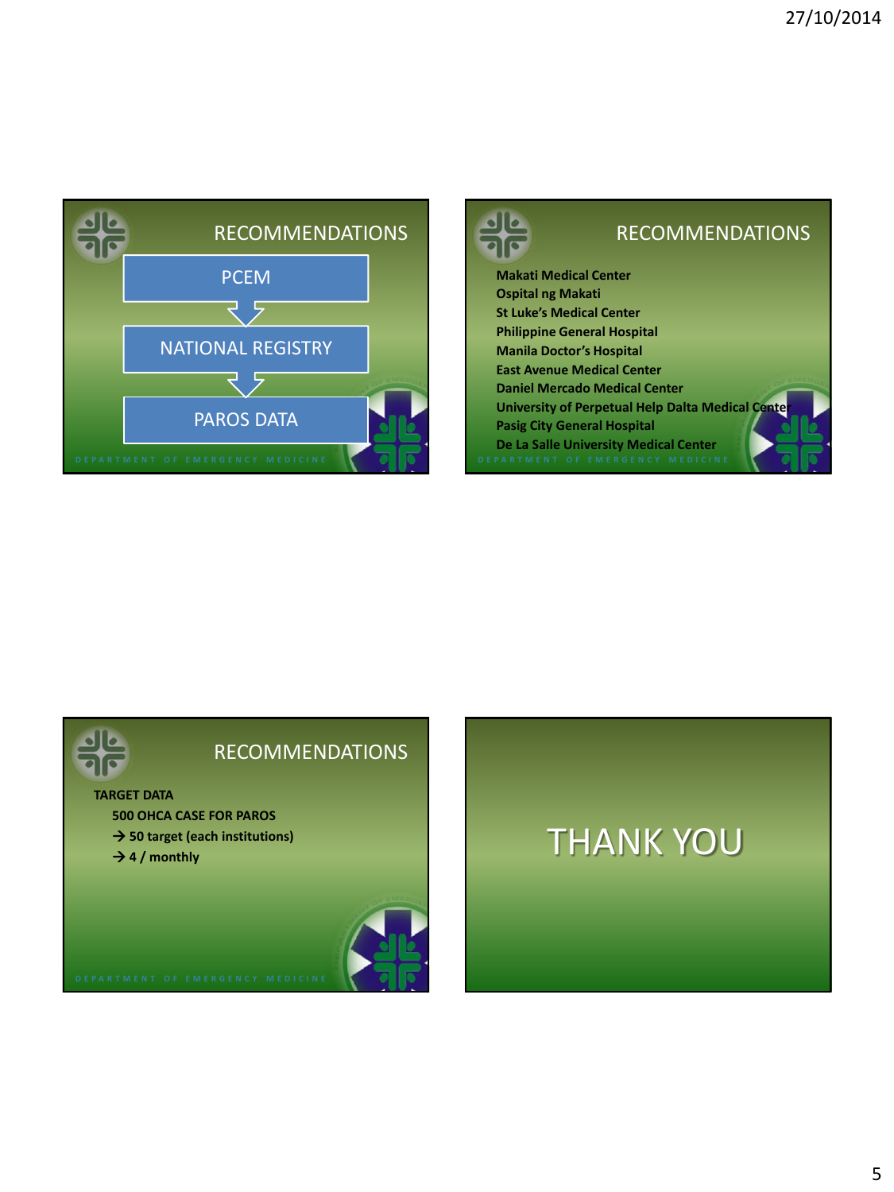## RECOMMENDATIONS

PCEM

↓

NATIONAL REGISTRY

↓

PAROS DATA

DEPARTMENT OF EMERGENCY MEDICINE

## RECOMMENDATIONS

**Makati Medical Center**
**Ospital ng Makati**
**St Luke's Medical Center**
**Philippine General Hospital**
**Manila Doctor's Hospital**
**East Avenue Medical Center**
**Daniel Mercado Medical Center**
**University of Perpetual Help Dalta Medical Center**
**Pasig City General Hospital**
**De La Salle University Medical Center**

DEPARTMENT OF EMERGENCY MEDICINE

## RECOMMENDATIONS

**TARGET DATA**

- **500 OHCA CASE FOR PAROS**
  - **→ 50 target (each institutions)**
  - **→ 4 / monthly**

DEPARTMENT OF EMERGENCY MEDICINE

# THANK YOU